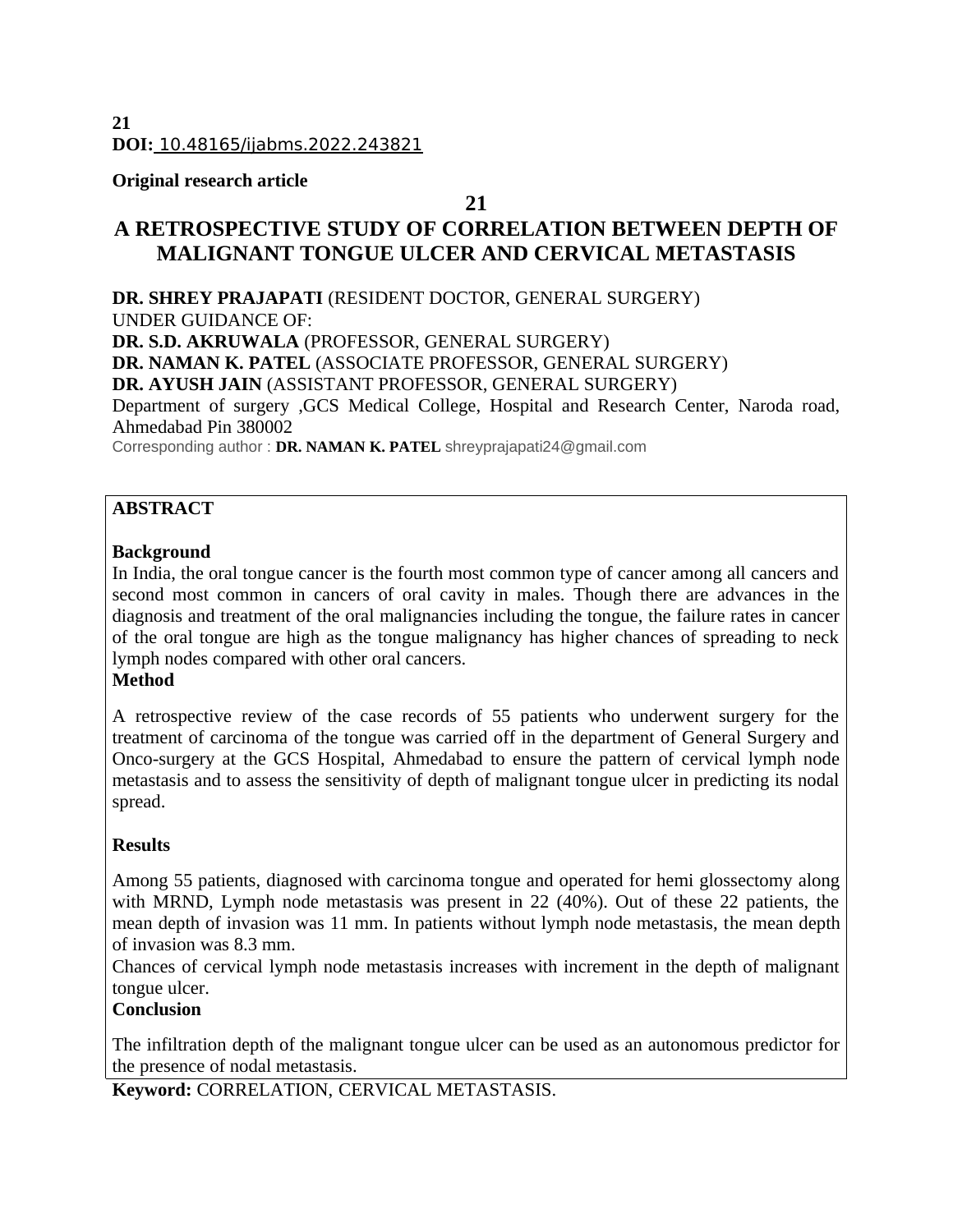**21**
**DOI:** 10.48165/ijabms.2022.243821

**Original research article**

**21**

# A RETROSPECTIVE STUDY OF CORRELATION BETWEEN DEPTH OF MALIGNANT TONGUE ULCER AND CERVICAL METASTASIS

**DR. SHREY PRAJAPATI** (RESIDENT DOCTOR, GENERAL SURGERY)
UNDER GUIDANCE OF:
**DR. S.D. AKRUWALA** (PROFESSOR, GENERAL SURGERY)
**DR. NAMAN K. PATEL** (ASSOCIATE PROFESSOR, GENERAL SURGERY)
**DR. AYUSH JAIN** (ASSISTANT PROFESSOR, GENERAL SURGERY)
Department of surgery ,GCS Medical College, Hospital and Research Center, Naroda road, Ahmedabad Pin 380002
Corresponding author : **DR. NAMAN K. PATEL** shreyprajapati24@gmail.com

## ABSTRACT

**Background**

In India, the oral tongue cancer is the fourth most common type of cancer among all cancers and second most common in cancers of oral cavity in males. Though there are advances in the diagnosis and treatment of the oral malignancies including the tongue, the failure rates in cancer of the oral tongue are high as the tongue malignancy has higher chances of spreading to neck lymph nodes compared with other oral cancers.

**Method**

A retrospective review of the case records of 55 patients who underwent surgery for the treatment of carcinoma of the tongue was carried off in the department of General Surgery and Onco-surgery at the GCS Hospital, Ahmedabad to ensure the pattern of cervical lymph node metastasis and to assess the sensitivity of depth of malignant tongue ulcer in predicting its nodal spread.

**Results**

Among 55 patients, diagnosed with carcinoma tongue and operated for hemi glossectomy along with MRND, Lymph node metastasis was present in 22 (40%). Out of these 22 patients, the mean depth of invasion was 11 mm. In patients without lymph node metastasis, the mean depth of invasion was 8.3 mm.

Chances of cervical lymph node metastasis increases with increment in the depth of malignant tongue ulcer.

**Conclusion**

The infiltration depth of the malignant tongue ulcer can be used as an autonomous predictor for the presence of nodal metastasis.

**Keyword:** CORRELATION, CERVICAL METASTASIS.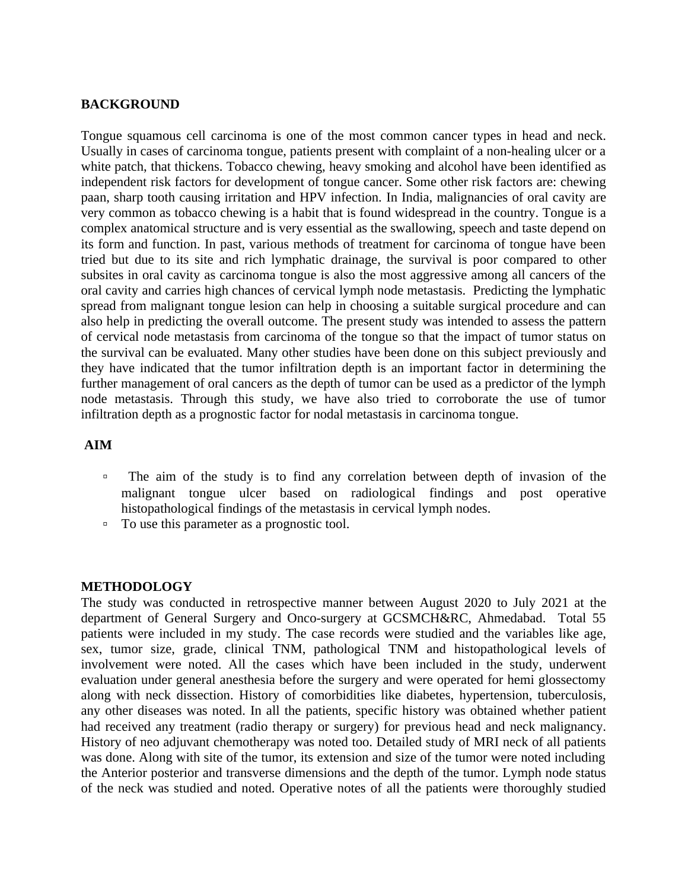## BACKGROUND

Tongue squamous cell carcinoma is one of the most common cancer types in head and neck. Usually in cases of carcinoma tongue, patients present with complaint of a non-healing ulcer or a white patch, that thickens. Tobacco chewing, heavy smoking and alcohol have been identified as independent risk factors for development of tongue cancer. Some other risk factors are: chewing paan, sharp tooth causing irritation and HPV infection. In India, malignancies of oral cavity are very common as tobacco chewing is a habit that is found widespread in the country. Tongue is a complex anatomical structure and is very essential as the swallowing, speech and taste depend on its form and function. In past, various methods of treatment for carcinoma of tongue have been tried but due to its site and rich lymphatic drainage, the survival is poor compared to other subsites in oral cavity as carcinoma tongue is also the most aggressive among all cancers of the oral cavity and carries high chances of cervical lymph node metastasis. Predicting the lymphatic spread from malignant tongue lesion can help in choosing a suitable surgical procedure and can also help in predicting the overall outcome. The present study was intended to assess the pattern of cervical node metastasis from carcinoma of the tongue so that the impact of tumor status on the survival can be evaluated. Many other studies have been done on this subject previously and they have indicated that the tumor infiltration depth is an important factor in determining the further management of oral cancers as the depth of tumor can be used as a predictor of the lymph node metastasis. Through this study, we have also tried to corroborate the use of tumor infiltration depth as a prognostic factor for nodal metastasis in carcinoma tongue.

## AIM

- The aim of the study is to find any correlation between depth of invasion of the malignant tongue ulcer based on radiological findings and post operative histopathological findings of the metastasis in cervical lymph nodes.
- To use this parameter as a prognostic tool.

## METHODOLOGY

The study was conducted in retrospective manner between August 2020 to July 2021 at the department of General Surgery and Onco-surgery at GCSMCH&RC, Ahmedabad. Total 55 patients were included in my study. The case records were studied and the variables like age, sex, tumor size, grade, clinical TNM, pathological TNM and histopathological levels of involvement were noted. All the cases which have been included in the study, underwent evaluation under general anesthesia before the surgery and were operated for hemi glossectomy along with neck dissection. History of comorbidities like diabetes, hypertension, tuberculosis, any other diseases was noted. In all the patients, specific history was obtained whether patient had received any treatment (radio therapy or surgery) for previous head and neck malignancy. History of neo adjuvant chemotherapy was noted too. Detailed study of MRI neck of all patients was done. Along with site of the tumor, its extension and size of the tumor were noted including the Anterior posterior and transverse dimensions and the depth of the tumor. Lymph node status of the neck was studied and noted. Operative notes of all the patients were thoroughly studied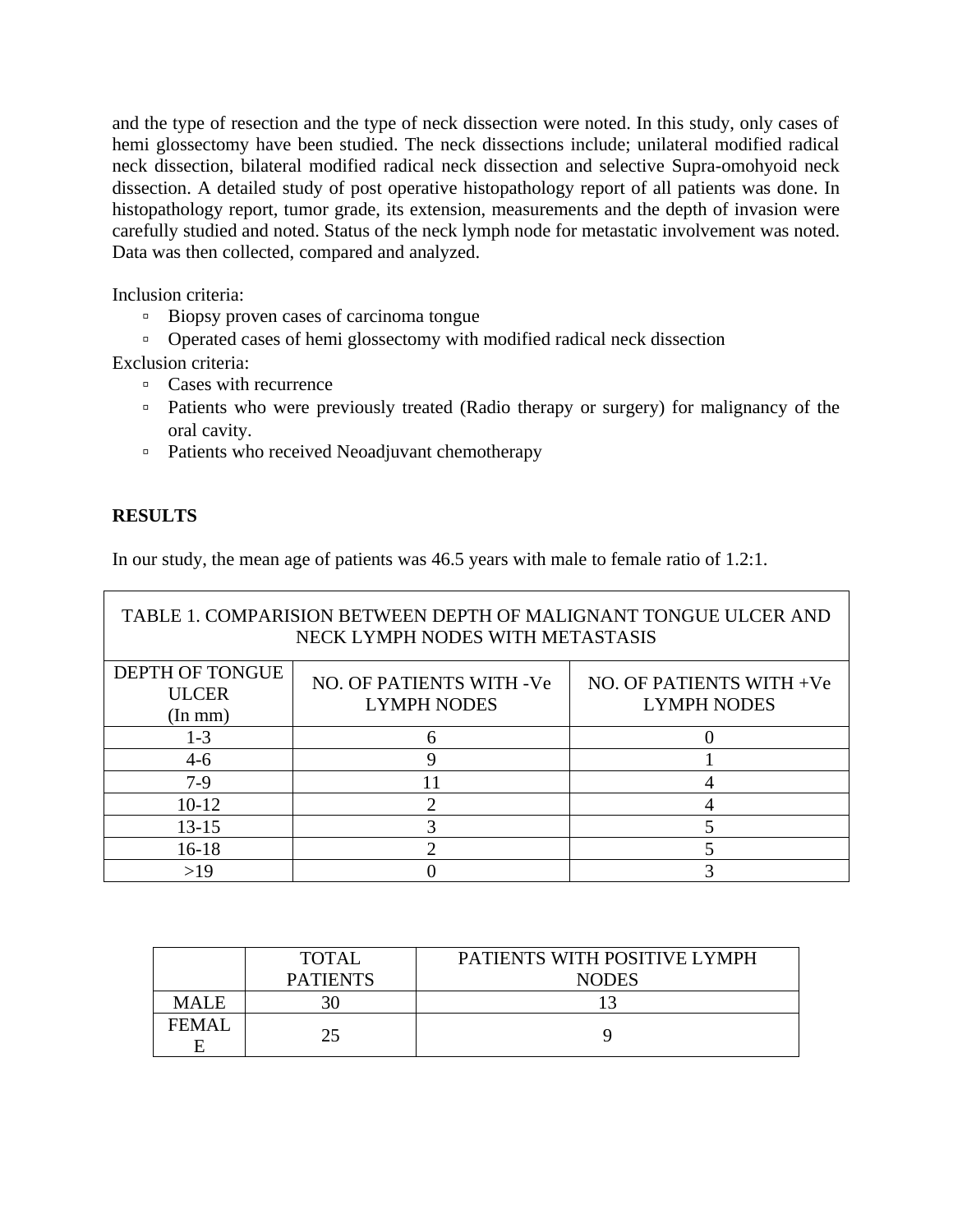and the type of resection and the type of neck dissection were noted. In this study, only cases of hemi glossectomy have been studied. The neck dissections include; unilateral modified radical neck dissection, bilateral modified radical neck dissection and selective Supra-omohyoid neck dissection. A detailed study of post operative histopathology report of all patients was done. In histopathology report, tumor grade, its extension, measurements and the depth of invasion were carefully studied and noted. Status of the neck lymph node for metastatic involvement was noted. Data was then collected, compared and analyzed.

Inclusion criteria:

- Biopsy proven cases of carcinoma tongue
- Operated cases of hemi glossectomy with modified radical neck dissection

Exclusion criteria:

- Cases with recurrence
- Patients who were previously treated (Radio therapy or surgery) for malignancy of the oral cavity.
- Patients who received Neoadjuvant chemotherapy

## RESULTS

In our study, the mean age of patients was 46.5 years with male to female ratio of 1.2:1.

TABLE 1. COMPARISION BETWEEN DEPTH OF MALIGNANT TONGUE ULCER AND NECK LYMPH NODES WITH METASTASIS

| DEPTH OF TONGUE ULCER (In mm) | NO. OF PATIENTS WITH -Ve LYMPH NODES | NO. OF PATIENTS WITH +Ve LYMPH NODES |
|---|---|---|
| 1-3 | 6 | 0 |
| 4-6 | 9 | 1 |
| 7-9 | 11 | 4 |
| 10-12 | 2 | 4 |
| 13-15 | 3 | 5 |
| 16-18 | 2 | 5 |
| >19 | 0 | 3 |

| | TOTAL PATIENTS | PATIENTS WITH POSITIVE LYMPH NODES |
|---|---|---|
| MALE | 30 | 13 |
| FEMALE | 25 | 9 |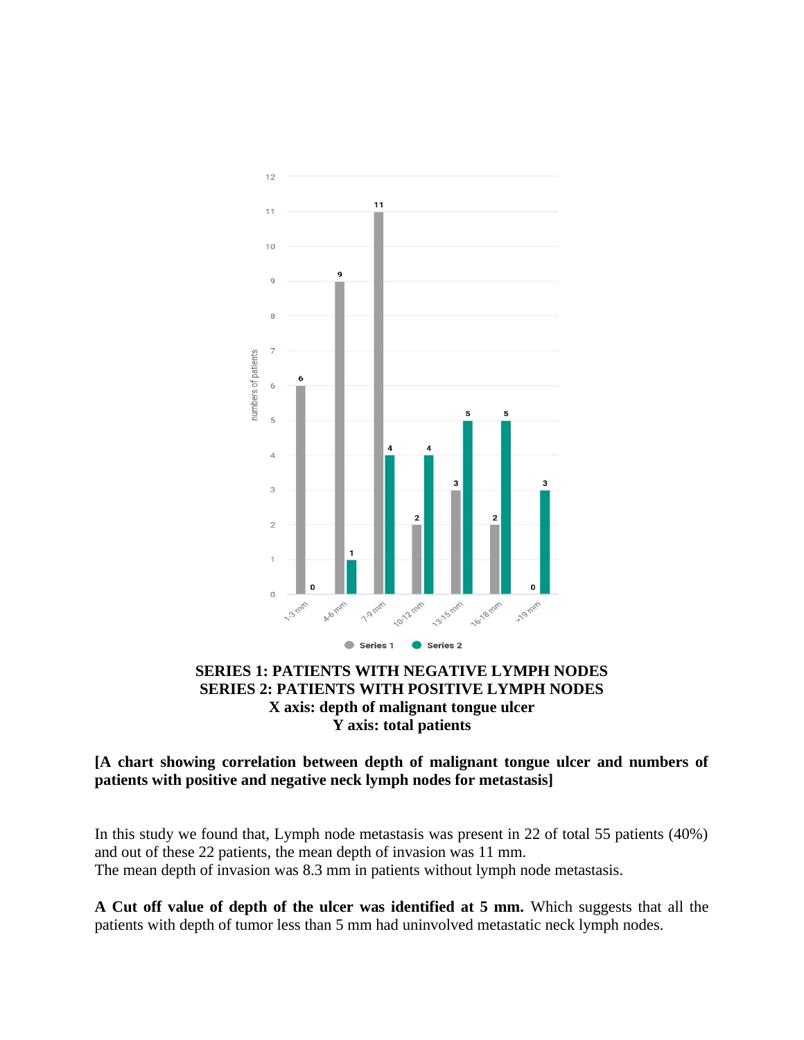SERIES 1: PATIENTS WITH NEGATIVE LYMPH NODES
SERIES 2: PATIENTS WITH POSITIVE LYMPH NODES
X axis: depth of malignant tongue ulcer
Y axis: total patients

**[A chart showing correlation between depth of malignant tongue ulcer and numbers of patients with positive and negative neck lymph nodes for metastasis]**

In this study we found that, Lymph node metastasis was present in 22 of total 55 patients (40%) and out of these 22 patients, the mean depth of invasion was 11 mm.
The mean depth of invasion was 8.3 mm in patients without lymph node metastasis.

**A Cut off value of depth of the ulcer was identified at 5 mm.** Which suggests that all the patients with depth of tumor less than 5 mm had uninvolved metastatic neck lymph nodes.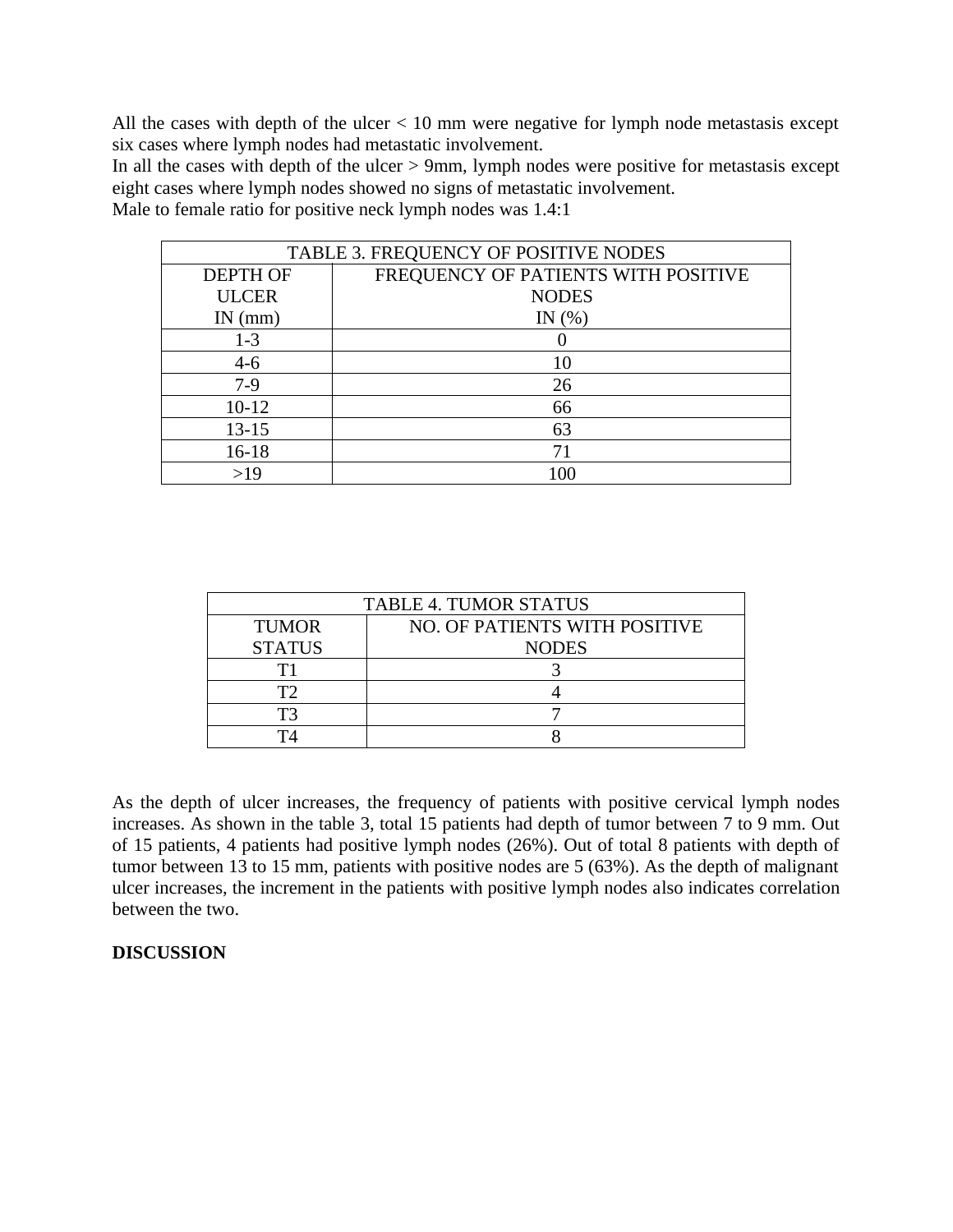All the cases with depth of the ulcer < 10 mm were negative for lymph node metastasis except six cases where lymph nodes had metastatic involvement.
In all the cases with depth of the ulcer > 9mm, lymph nodes were positive for metastasis except eight cases where lymph nodes showed no signs of metastatic involvement.
Male to female ratio for positive neck lymph nodes was 1.4:1

| TABLE 3. FREQUENCY OF POSITIVE NODES | |
|---|---|
| DEPTH OF ULCER IN (mm) | FREQUENCY OF PATIENTS WITH POSITIVE NODES IN (%) |
| 1-3 | 0 |
| 4-6 | 10 |
| 7-9 | 26 |
| 10-12 | 66 |
| 13-15 | 63 |
| 16-18 | 71 |
| >19 | 100 |

| TABLE 4. TUMOR STATUS | |
|---|---|
| TUMOR STATUS | NO. OF PATIENTS WITH POSITIVE NODES |
| T1 | 3 |
| T2 | 4 |
| T3 | 7 |
| T4 | 8 |

As the depth of ulcer increases, the frequency of patients with positive cervical lymph nodes increases. As shown in the table 3, total 15 patients had depth of tumor between 7 to 9 mm. Out of 15 patients, 4 patients had positive lymph nodes (26%). Out of total 8 patients with depth of tumor between 13 to 15 mm, patients with positive nodes are 5 (63%). As the depth of malignant ulcer increases, the increment in the patients with positive lymph nodes also indicates correlation between the two.

**DISCUSSION**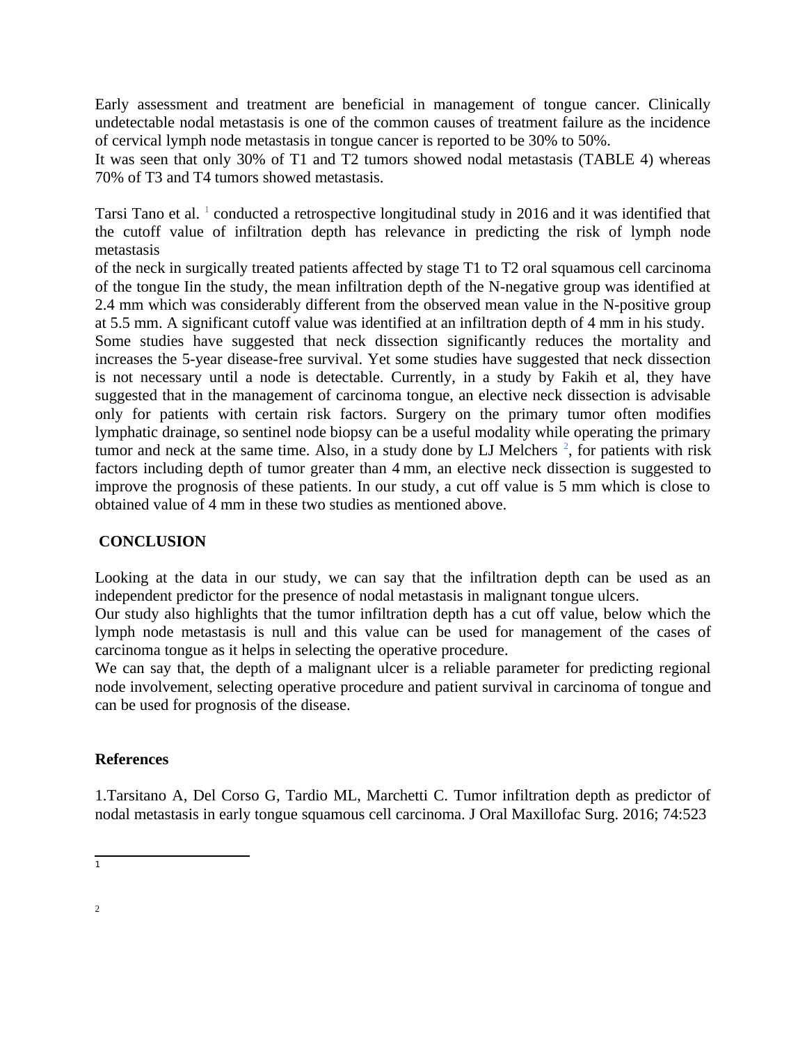Early assessment and treatment are beneficial in management of tongue cancer. Clinically undetectable nodal metastasis is one of the common causes of treatment failure as the incidence of cervical lymph node metastasis in tongue cancer is reported to be 30% to 50%.
It was seen that only 30% of T1 and T2 tumors showed nodal metastasis (TABLE 4) whereas 70% of T3 and T4 tumors showed metastasis.

Tarsi Tano et al. [1] conducted a retrospective longitudinal study in 2016 and it was identified that the cutoff value of infiltration depth has relevance in predicting the risk of lymph node metastasis
of the neck in surgically treated patients affected by stage T1 to T2 oral squamous cell carcinoma of the tongue Iin the study, the mean infiltration depth of the N-negative group was identified at 2.4 mm which was considerably different from the observed mean value in the N-positive group at 5.5 mm. A significant cutoff value was identified at an infiltration depth of 4 mm in his study.
Some studies have suggested that neck dissection significantly reduces the mortality and increases the 5-year disease-free survival. Yet some studies have suggested that neck dissection is not necessary until a node is detectable. Currently, in a study by Fakih et al, they have suggested that in the management of carcinoma tongue, an elective neck dissection is advisable only for patients with certain risk factors. Surgery on the primary tumor often modifies lymphatic drainage, so sentinel node biopsy can be a useful modality while operating the primary tumor and neck at the same time. Also, in a study done by LJ Melchers [2], for patients with risk factors including depth of tumor greater than 4 mm, an elective neck dissection is suggested to improve the prognosis of these patients. In our study, a cut off value is 5 mm which is close to obtained value of 4 mm in these two studies as mentioned above.

## CONCLUSION

Looking at the data in our study, we can say that the infiltration depth can be used as an independent predictor for the presence of nodal metastasis in malignant tongue ulcers.
Our study also highlights that the tumor infiltration depth has a cut off value, below which the lymph node metastasis is null and this value can be used for management of the cases of carcinoma tongue as it helps in selecting the operative procedure.
We can say that, the depth of a malignant ulcer is a reliable parameter for predicting regional node involvement, selecting operative procedure and patient survival in carcinoma of tongue and can be used for prognosis of the disease.

## References

1.Tarsitano A, Del Corso G, Tardio ML, Marchetti C. Tumor infiltration depth as predictor of nodal metastasis in early tongue squamous cell carcinoma. J Oral Maxillofac Surg. 2016; 74:523

---

1

2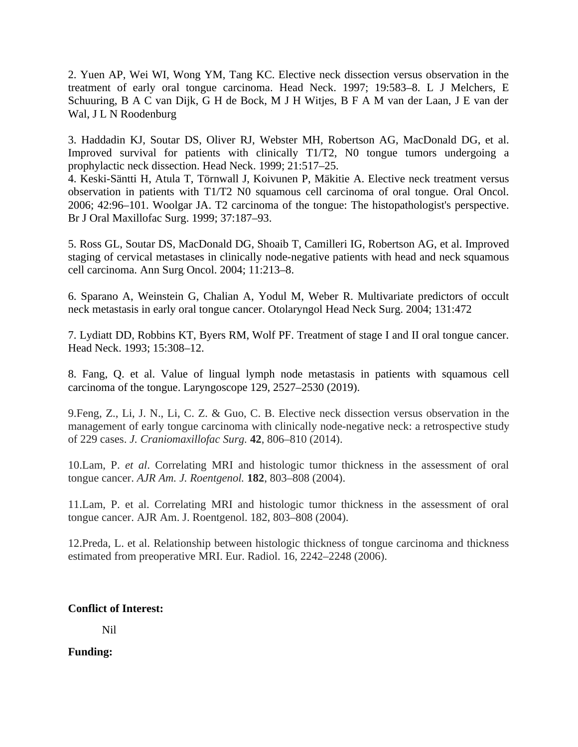2. Yuen AP, Wei WI, Wong YM, Tang KC. Elective neck dissection versus observation in the treatment of early oral tongue carcinoma. Head Neck. 1997; 19:583–8. L J Melchers, E Schuuring, B A C van Dijk, G H de Bock, M J H Witjes, B F A M van der Laan, J E van der Wal, J L N Roodenburg

3. Haddadin KJ, Soutar DS, Oliver RJ, Webster MH, Robertson AG, MacDonald DG, et al. Improved survival for patients with clinically T1/T2, N0 tongue tumors undergoing a prophylactic neck dissection. Head Neck. 1999; 21:517–25.
4. Keski-Säntti H, Atula T, Törnwall J, Koivunen P, Mäkitie A. Elective neck treatment versus observation in patients with T1/T2 N0 squamous cell carcinoma of oral tongue. Oral Oncol. 2006; 42:96–101. Woolgar JA. T2 carcinoma of the tongue: The histopathologist's perspective. Br J Oral Maxillofac Surg. 1999; 37:187–93.

5. Ross GL, Soutar DS, MacDonald DG, Shoaib T, Camilleri IG, Robertson AG, et al. Improved staging of cervical metastases in clinically node-negative patients with head and neck squamous cell carcinoma. Ann Surg Oncol. 2004; 11:213–8.

6. Sparano A, Weinstein G, Chalian A, Yodul M, Weber R. Multivariate predictors of occult neck metastasis in early oral tongue cancer. Otolaryngol Head Neck Surg. 2004; 131:472

7. Lydiatt DD, Robbins KT, Byers RM, Wolf PF. Treatment of stage I and II oral tongue cancer. Head Neck. 1993; 15:308–12.

8. Fang, Q. et al. Value of lingual lymph node metastasis in patients with squamous cell carcinoma of the tongue. Laryngoscope 129, 2527–2530 (2019).

9.Feng, Z., Li, J. N., Li, C. Z. & Guo, C. B. Elective neck dissection versus observation in the management of early tongue carcinoma with clinically node-negative neck: a retrospective study of 229 cases. *J. Craniomaxillofac Surg.* **42**, 806–810 (2014).

10.Lam, P. *et al*. Correlating MRI and histologic tumor thickness in the assessment of oral tongue cancer. *AJR Am. J. Roentgenol.* **182**, 803–808 (2004).

11.Lam, P. et al. Correlating MRI and histologic tumor thickness in the assessment of oral tongue cancer. AJR Am. J. Roentgenol. 182, 803–808 (2004).

12.Preda, L. et al. Relationship between histologic thickness of tongue carcinoma and thickness estimated from preoperative MRI. Eur. Radiol. 16, 2242–2248 (2006).

**Conflict of Interest:**

Nil

**Funding:**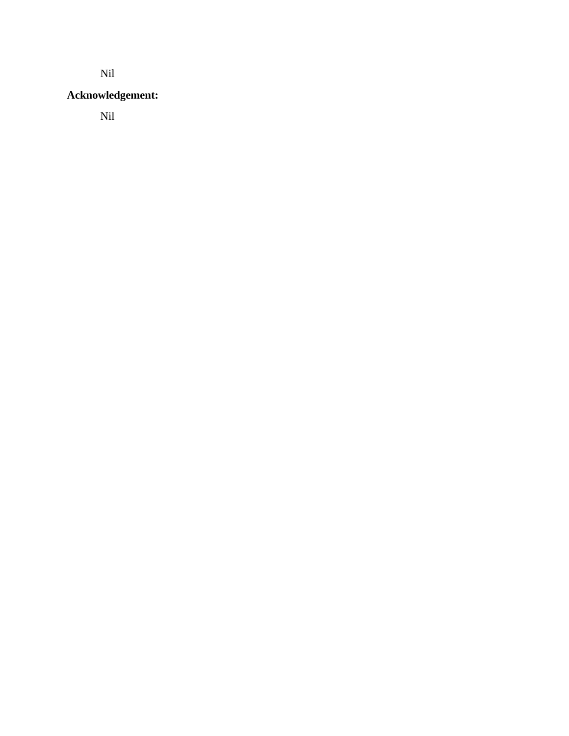Nil

**Acknowledgement:**

Nil